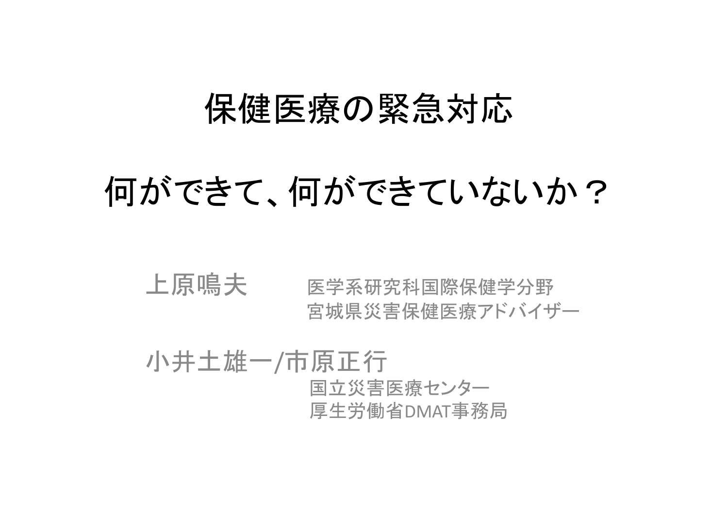# 保健医療の緊急対応

# 何ができて、何ができていないか？

上原鳴夫　　医学系研究科国際保健学分野
　　　　　　宮城県災害保健医療アドバイザー

小井土雄一/市原正行
　　　　　　国立災害医療センター
　　　　　　厚生労働省DMAT事務局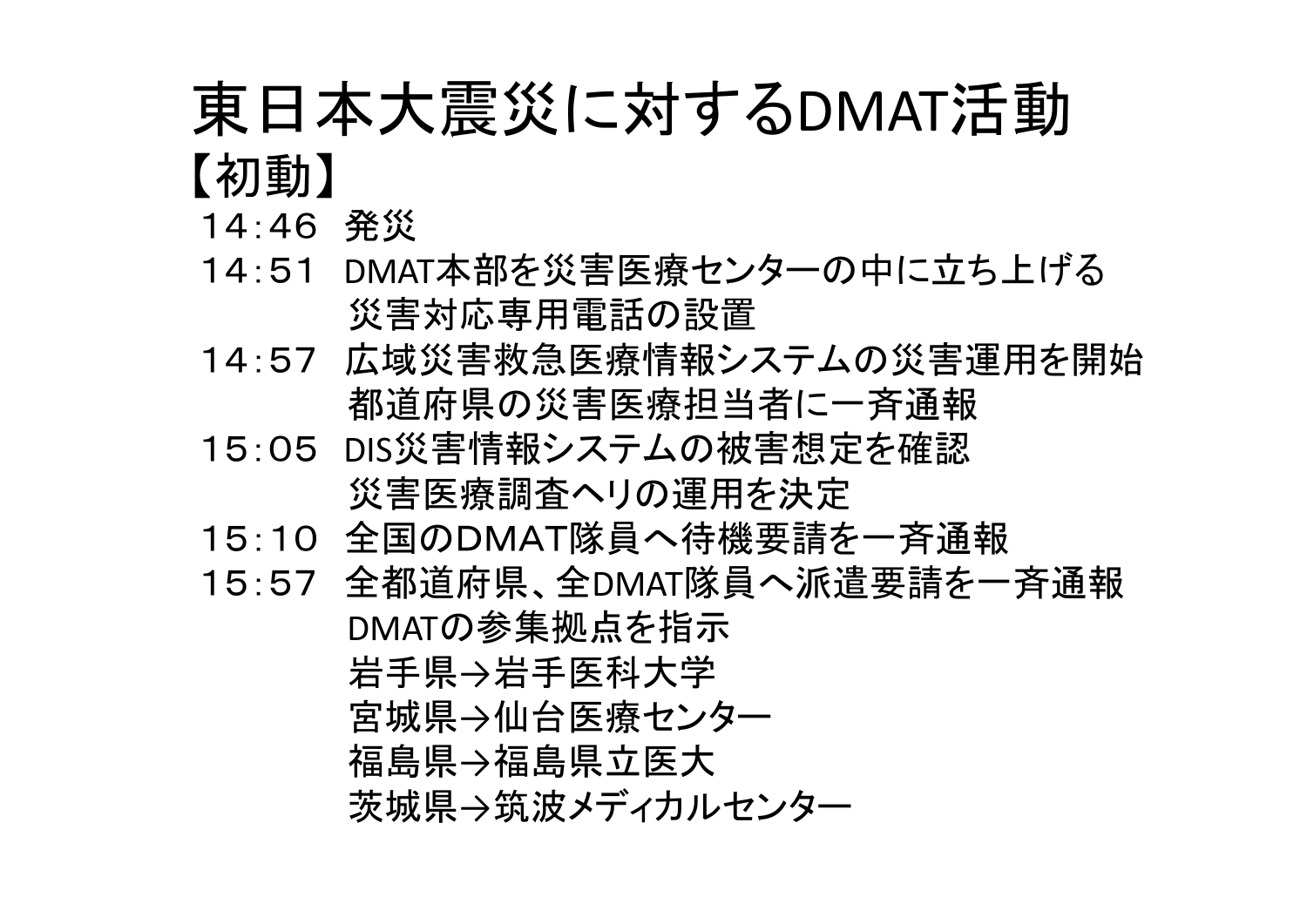# 東日本大震災に対するDMAT活動

## 【初動】

１４：４６　発災

１４：５１　DMAT本部を災害医療センターの中に立ち上げる
　　　　　　災害対応専用電話の設置

１４：５７　広域災害救急医療情報システムの災害運用を開始
　　　　　　都道府県の災害医療担当者に一斉通報

１５：０５　DIS災害情報システムの被害想定を確認
　　　　　　災害医療調査ヘリの運用を決定

１５：１０　全国のＤＭＡＴ隊員へ待機要請を一斉通報

１５：５７　全都道府県、全DMAT隊員へ派遣要請を一斉通報
　　　　　　DMATの参集拠点を指示
　　　　　　岩手県→岩手医科大学
　　　　　　宮城県→仙台医療センター
　　　　　　福島県→福島県立医大
　　　　　　茨城県→筑波メディカルセンター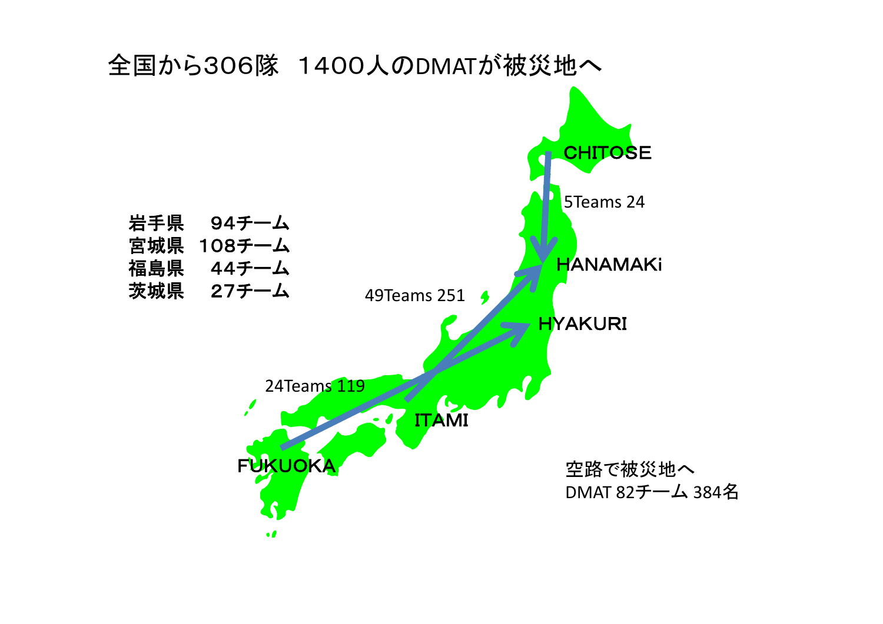# 全国から306隊　１４００人のDMATが被災地へ

| 県 | チーム数 |
| --- | --- |
| 岩手県 | 94チーム |
| 宮城県 | 108チーム |
| 福島県 | 44チーム |
| 茨城県 | 27チーム |

CHITOSE

5Teams 24

HANAMAKi

49Teams 251

HYAKURI

24Teams 119

ITAMI

FUKUOKA

空路で被災地へ
DMAT 82チーム 384名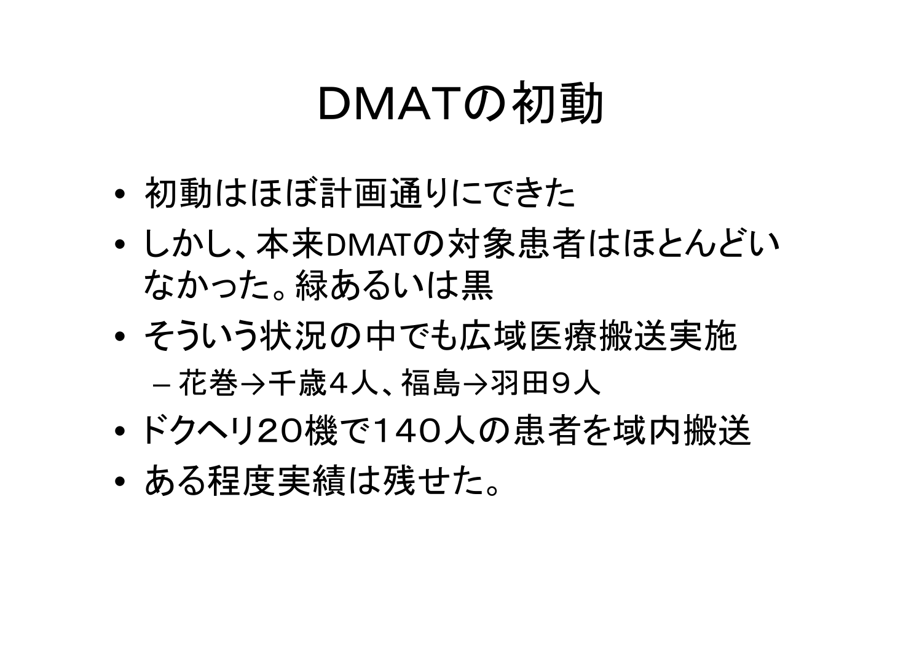# DMATの初動

- 初動はほぼ計画通りにできた
- しかし、本来DMATの対象患者はほとんどいなかった。緑あるいは黒
- そういう状況の中でも広域医療搬送実施
  - 花巻→千歳４人、福島→羽田９人
- ドクヘリ２０機で１４０人の患者を域内搬送
- ある程度実績は残せた。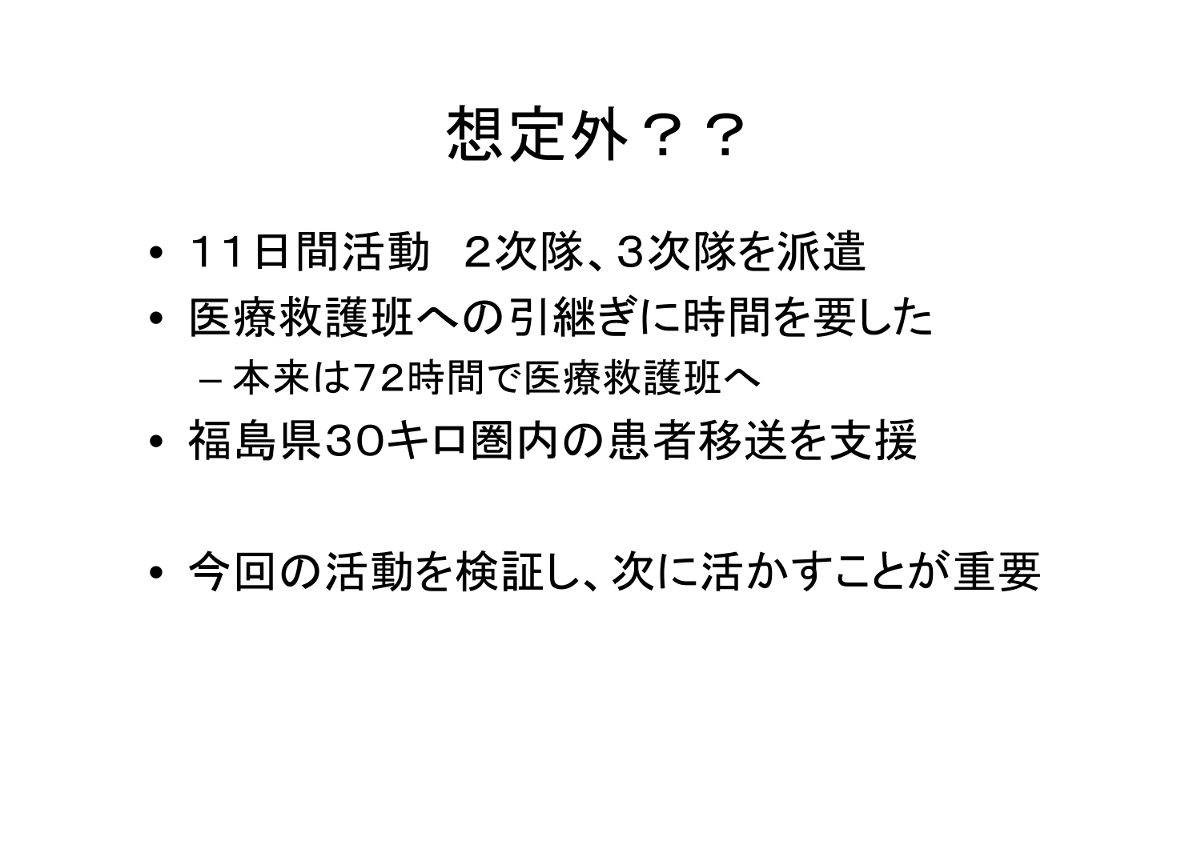# 想定外？？

- １１日間活動　２次隊、３次隊を派遣
- 医療救護班への引継ぎに時間を要した
  - 本来は72時間で医療救護班へ
- 福島県30キロ圏内の患者移送を支援

- 今回の活動を検証し、次に活かすことが重要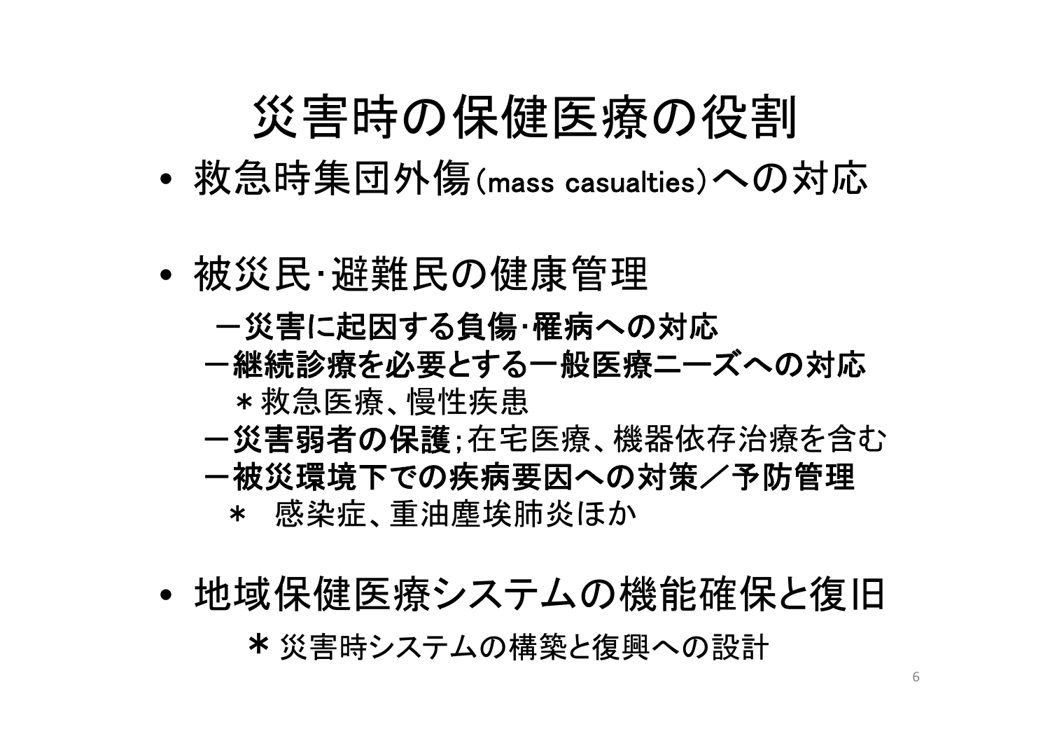# 災害時の保健医療の役割

- 救急時集団外傷(mass casualties)への対応

- 被災民･避難民の健康管理
  - **－災害に起因する負傷･罹病への対応**
  - **－継続診療を必要とする一般医療ニーズへの対応**
    - ＊救急医療、慢性疾患
  - **－災害弱者の保護**；在宅医療、機器依存治療を含む
  - **－被災環境下での疾病要因への対策／予防管理**
    - ＊　感染症、重油塵埃肺炎ほか

- 地域保健医療システムの機能確保と復旧
  - ＊ 災害時システムの構築と復興への設計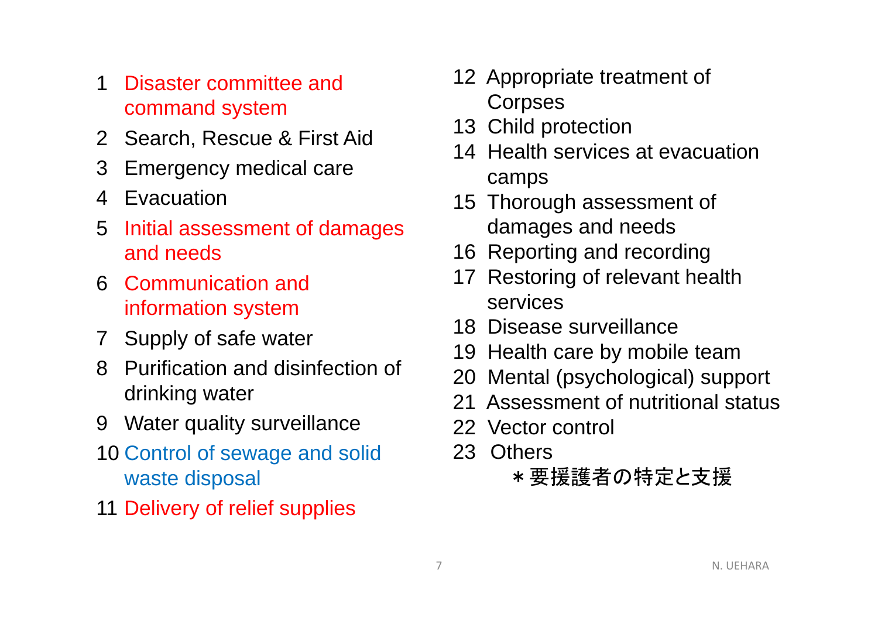1. Disaster committee and command system
2. Search, Rescue & First Aid
3. Emergency medical care
4. Evacuation
5. Initial assessment of damages and needs
6. Communication and information system
7. Supply of safe water
8. Purification and disinfection of drinking water
9. Water quality surveillance
10. Control of sewage and solid waste disposal
11. Delivery of relief supplies
12. Appropriate treatment of Corpses
13. Child protection
14. Health services at evacuation camps
15. Thorough assessment of damages and needs
16. Reporting and recording
17. Restoring of relevant health services
18. Disease surveillance
19. Health care by mobile team
20. Mental (psychological) support
21. Assessment of nutritional status
22. Vector control
23. Others
    ＊要援護者の特定と支援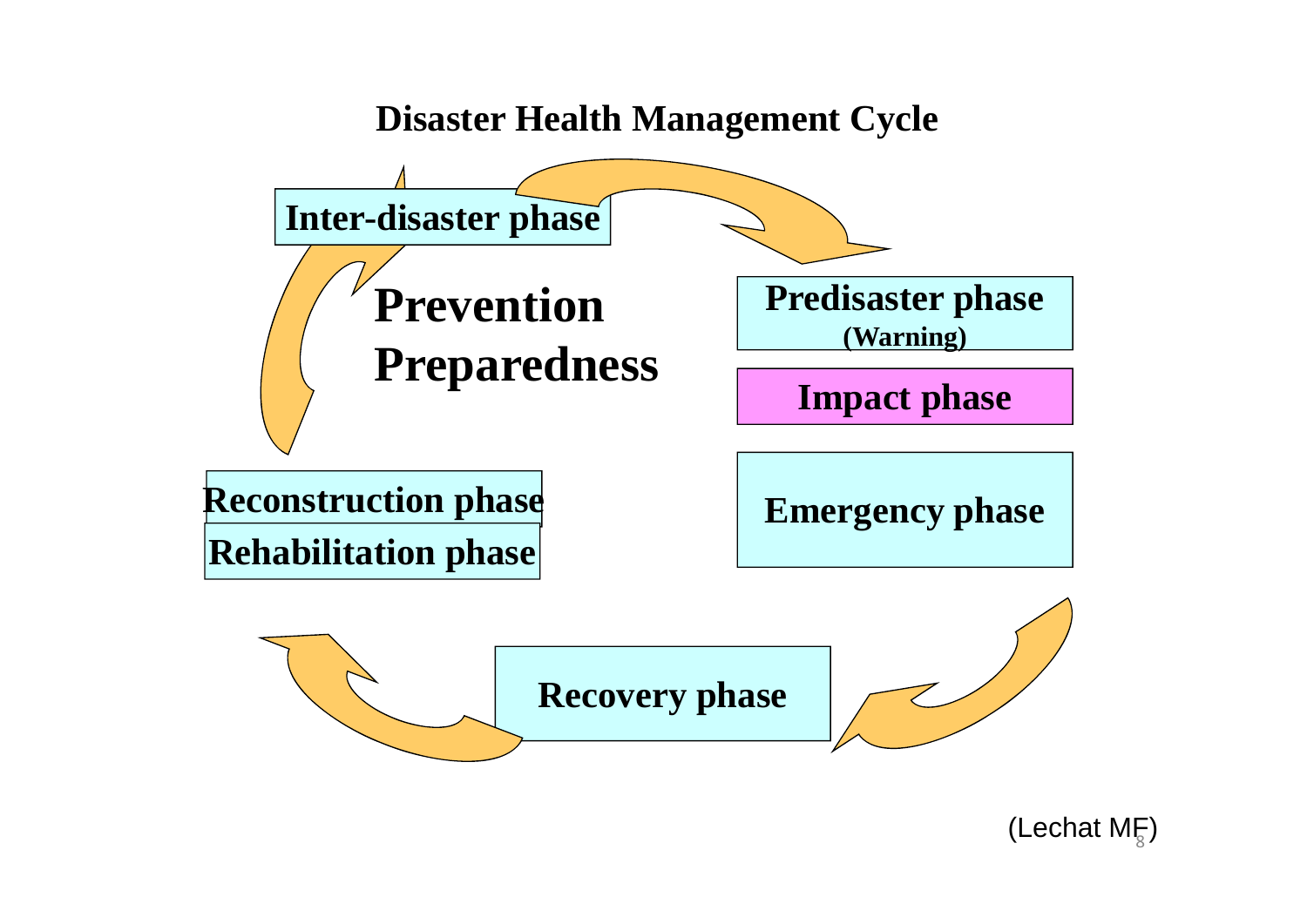# Disaster Health Management Cycle

Inter-disaster phase

**Prevention**
**Preparedness**

Predisaster phase
(Warning)

Impact phase

Emergency phase

Recovery phase

Reconstruction phase
Rehabilitation phase

(Lechat MF)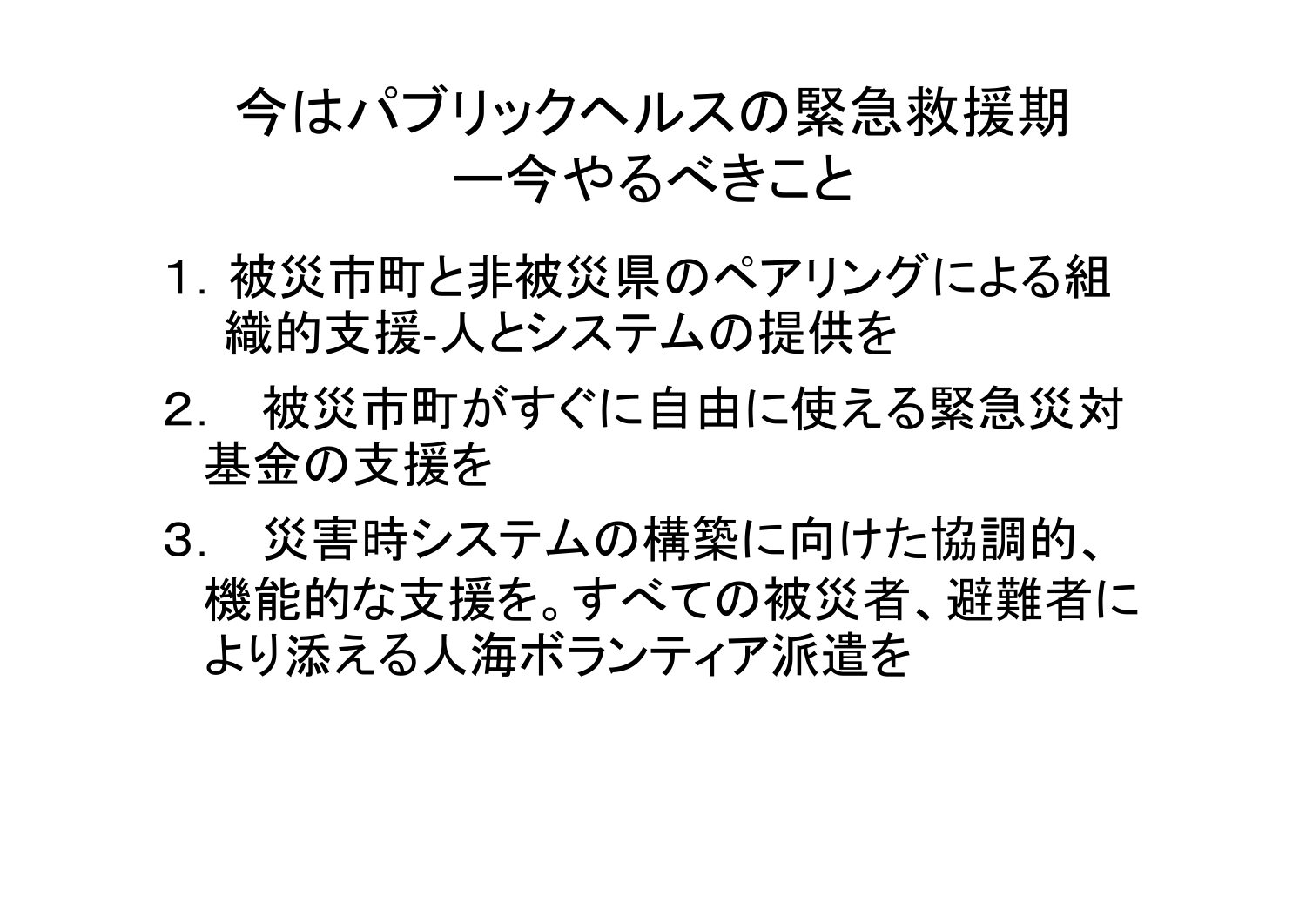# 今はパブリックヘルスの緊急救援期
# ー今やるべきこと

１. 被災市町と非被災県のペアリングによる組織的支援-人とシステムの提供を

２.　被災市町がすぐに自由に使える緊急災対基金の支援を

３.　災害時システムの構築に向けた協調的、機能的な支援を。すべての被災者、避難者により添える人海ボランティア派遣を